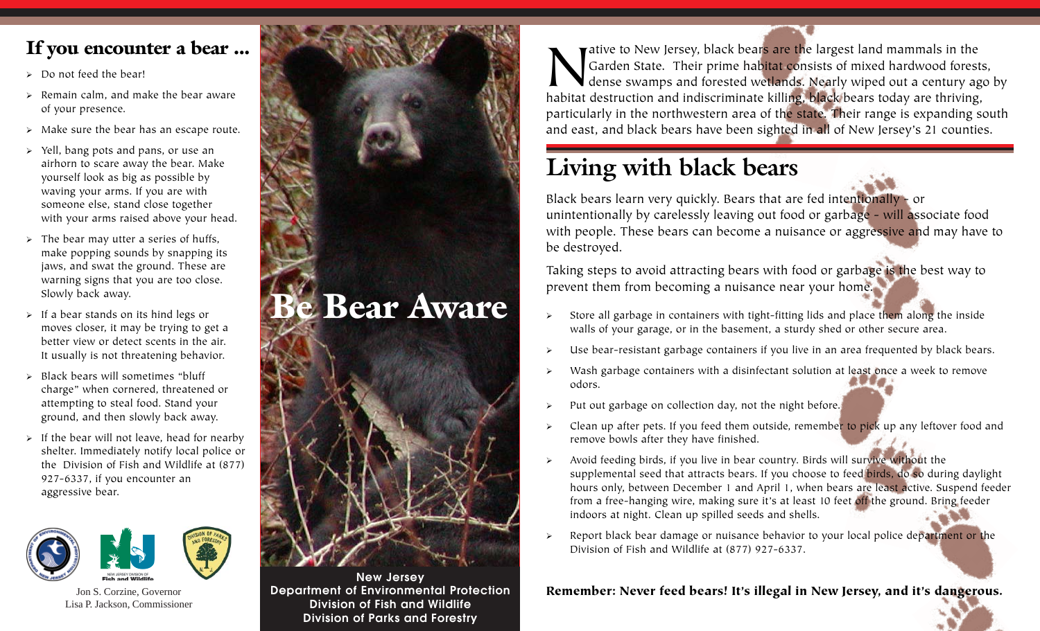## If you encounter a bear ...

- Do not feed the bear!
- Remain calm, and make the bear aware of your presence.
- Make sure the bear has an escape route.
- Yell, bang pots and pans, or use an airhorn to scare away the bear. Make yourself look as big as possible by waving your arms. If you are with someone else, stand close together with your arms raised above your head.
- The bear may utter a series of huffs, make popping sounds by snapping its jaws, and swat the ground. These are warning signs that you are too close. Slowly back away.
- If a bear stands on its hind legs or moves closer, it may be trying to get a better view or detect scents in the air. It usually is not threatening behavior.
- Black bears will sometimes "bluff charge" when cornered, threatened or attempting to steal food. Stand your ground, and then slowly back away.
- If the bear will not leave, head for nearby shelter. Immediately notify local police or the Division of Fish and Wildlife at (877) 927-6337, if you encounter an aggressive bear.

Jon S. Corzine, Governor
Lisa P. Jackson, Commissioner

# Be Bear Aware

**New Jersey**
**Department of Environmental Protection**
**Division of Fish and Wildlife**
**Division of Parks and Forestry**

Native to New Jersey, black bears are the largest land mammals in the Garden State. Their prime habitat consists of mixed hardwood forests, dense swamps and forested wetlands. Nearly wiped out a century ago by habitat destruction and indiscriminate killing, black bears today are thriving, particularly in the northwestern area of the state. Their range is expanding south and east, and black bears have been sighted in all of New Jersey's 21 counties.

## Living with black bears

Black bears learn very quickly. Bears that are fed intentionally - or unintentionally by carelessly leaving out food or garbage - will associate food with people. These bears can become a nuisance or aggressive and may have to be destroyed.

Taking steps to avoid attracting bears with food or garbage is the best way to prevent them from becoming a nuisance near your home.

- Store all garbage in containers with tight-fitting lids and place them along the inside walls of your garage, or in the basement, a sturdy shed or other secure area.
- Use bear-resistant garbage containers if you live in an area frequented by black bears.
- Wash garbage containers with a disinfectant solution at least once a week to remove odors.
- Put out garbage on collection day, not the night before.
- Clean up after pets. If you feed them outside, remember to pick up any leftover food and remove bowls after they have finished.
- Avoid feeding birds, if you live in bear country. Birds will survive without the supplemental seed that attracts bears. If you choose to feed birds, do so during daylight hours only, between December 1 and April 1, when bears are least active. Suspend feeder from a free-hanging wire, making sure it's at least 10 feet off the ground. Bring feeder indoors at night. Clean up spilled seeds and shells.
- Report black bear damage or nuisance behavior to your local police department or the Division of Fish and Wildlife at (877) 927-6337.

**Remember: Never feed bears! It's illegal in New Jersey, and it's dangerous.**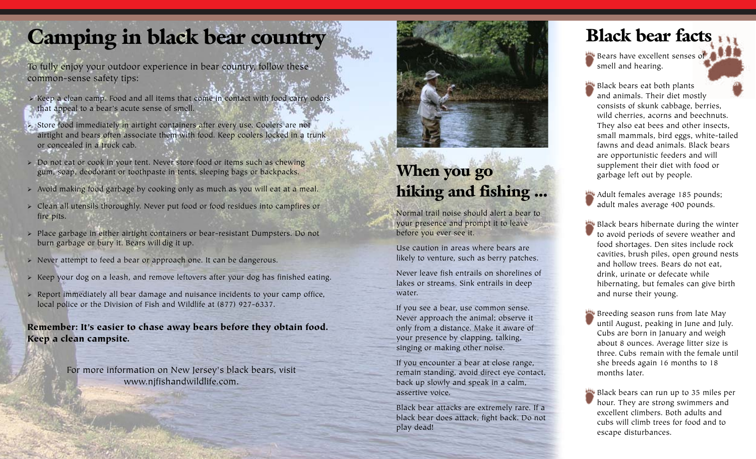# Camping in black bear country

To fully enjoy your outdoor experience in bear country, follow these common-sense safety tips:

- Keep a clean camp. Food and all items that come in contact with food carry odors that appeal to a bear's acute sense of smell.
- Store food immediately in airtight containers after every use. Coolers are not airtight and bears often associate them with food. Keep coolers locked in a trunk or concealed in a truck cab.
- Do not eat or cook in your tent. Never store food or items such as chewing gum, soap, deodorant or toothpaste in tents, sleeping bags or backpacks.
- Avoid making food garbage by cooking only as much as you will eat at a meal.
- Clean all utensils thoroughly. Never put food or food residues into campfires or fire pits.
- Place garbage in either airtight containers or bear-resistant Dumpsters. Do not burn garbage or bury it. Bears will dig it up.
- Never attempt to feed a bear or approach one. It can be dangerous.
- Keep your dog on a leash, and remove leftovers after your dog has finished eating.
- Report immediately all bear damage and nuisance incidents to your camp office, local police or the Division of Fish and Wildlife at (877) 927-6337.

**Remember: It's easier to chase away bears before they obtain food. Keep a clean campsite.**

For more information on New Jersey's black bears, visit www.njfishandwildlife.com.

# When you go hiking and fishing ...

Normal trail noise should alert a bear to your presence and prompt it to leave before you ever see it.

Use caution in areas where bears are likely to venture, such as berry patches.

Never leave fish entrails on shorelines of lakes or streams. Sink entrails in deep water.

If you see a bear, use common sense. Never approach the animal; observe it only from a distance. Make it aware of your presence by clapping, talking, singing or making other noise.

If you encounter a bear at close range, remain standing, avoid direct eye contact, back up slowly and speak in a calm, assertive voice.

Black bear attacks are extremely rare. If a black bear does attack, fight back. Do not play dead!

# Black bear facts

- Bears have excellent senses of smell and hearing.
- Black bears eat both plants and animals. Their diet mostly consists of skunk cabbage, berries, wild cherries, acorns and beechnuts. They also eat bees and other insects, small mammals, bird eggs, white-tailed fawns and dead animals. Black bears are opportunistic feeders and will supplement their diet with food or garbage left out by people.
- Adult females average 185 pounds; adult males average 400 pounds.
- Black bears hibernate during the winter to avoid periods of severe weather and food shortages. Den sites include rock cavities, brush piles, open ground nests and hollow trees. Bears do not eat, drink, urinate or defecate while hibernating, but females can give birth and nurse their young.
- Breeding season runs from late May until August, peaking in June and July. Cubs are born in January and weigh about 8 ounces. Average litter size is three. Cubs remain with the female until she breeds again 16 months to 18 months later.
- Black bears can run up to 35 miles per hour. They are strong swimmers and excellent climbers. Both adults and cubs will climb trees for food and to escape disturbances.